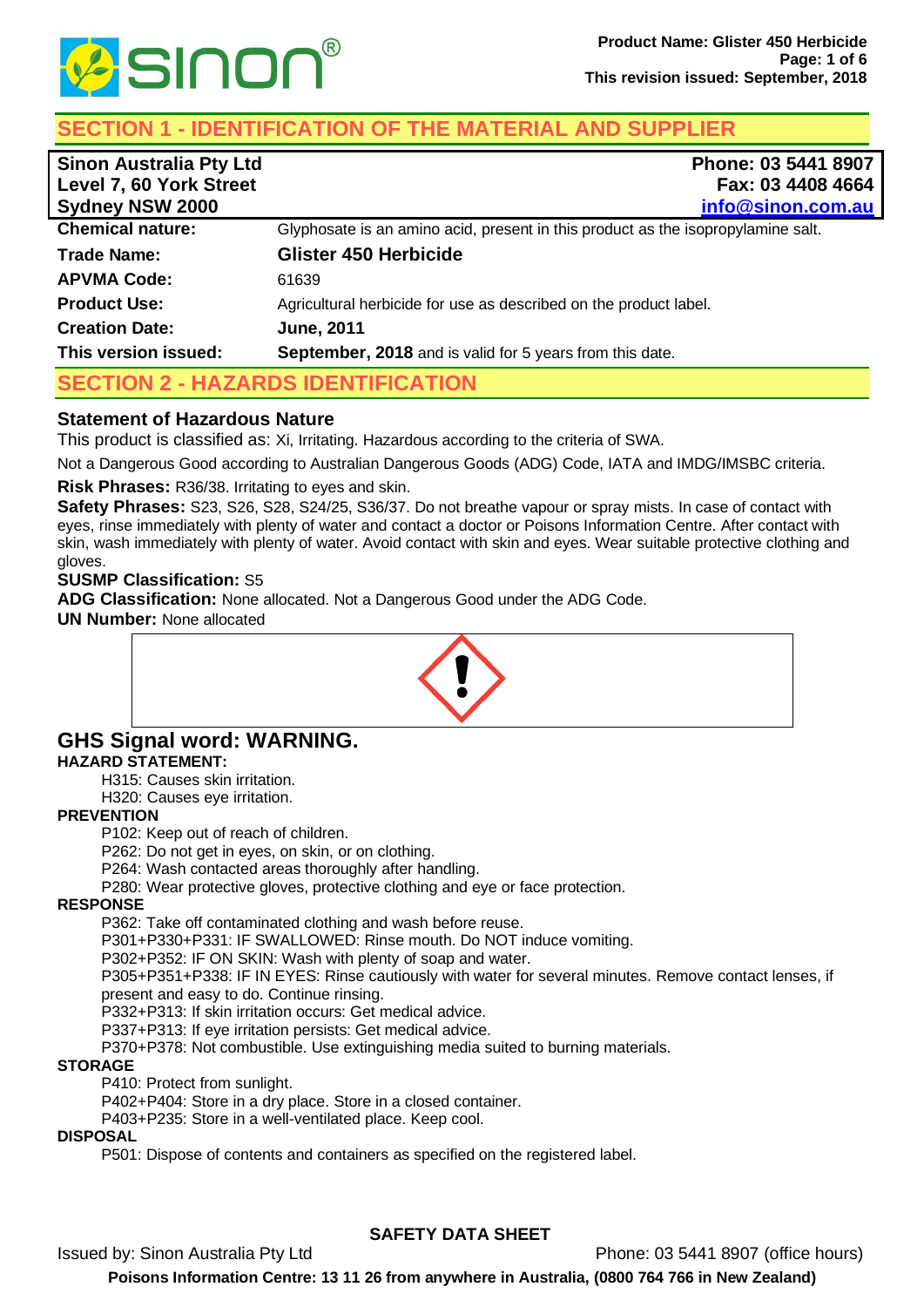## SECTION 1 - IDENTIFICATION OF THE MATERIAL AND SUPPLIER

| **Sinon Australia Pty Ltd**<br>**Level 7, 60 York Street**<br>**Sydney NSW 2000** | **Phone: 03 5441 8907**<br>**Fax: 03 4408 4664**<br>**info@sinon.com.au** |
|---|---|
| **Chemical nature:** | Glyphosate is an amino acid, present in this product as the isopropylamine salt. |
| **Trade Name:** | **Glister 450 Herbicide** |
| **APVMA Code:** | 61639 |
| **Product Use:** | Agricultural herbicide for use as described on the product label. |
| **Creation Date:** | **June, 2011** |
| **This version issued:** | **September, 2018** and is valid for 5 years from this date. |

## SECTION 2 - HAZARDS IDENTIFICATION

### Statement of Hazardous Nature

This product is classified as: Xi, Irritating. Hazardous according to the criteria of SWA.

Not a Dangerous Good according to Australian Dangerous Goods (ADG) Code, IATA and IMDG/IMSBC criteria.

**Risk Phrases:** R36/38. Irritating to eyes and skin.

**Safety Phrases:** S23, S26, S28, S24/25, S36/37. Do not breathe vapour or spray mists. In case of contact with eyes, rinse immediately with plenty of water and contact a doctor or Poisons Information Centre. After contact with skin, wash immediately with plenty of water. Avoid contact with skin and eyes. Wear suitable protective clothing and gloves.

**SUSMP Classification:** S5

**ADG Classification:** None allocated. Not a Dangerous Good under the ADG Code.

**UN Number:** None allocated

## GHS Signal word: WARNING.

**HAZARD STATEMENT:**

H315: Causes skin irritation.
H320: Causes eye irritation.

**PREVENTION**

P102: Keep out of reach of children.
P262: Do not get in eyes, on skin, or on clothing.
P264: Wash contacted areas thoroughly after handling.
P280: Wear protective gloves, protective clothing and eye or face protection.

**RESPONSE**

P362: Take off contaminated clothing and wash before reuse.
P301+P330+P331: IF SWALLOWED: Rinse mouth. Do NOT induce vomiting.
P302+P352: IF ON SKIN: Wash with plenty of soap and water.
P305+P351+P338: IF IN EYES: Rinse cautiously with water for several minutes. Remove contact lenses, if present and easy to do. Continue rinsing.
P332+P313: If skin irritation occurs: Get medical advice.
P337+P313: If eye irritation persists: Get medical advice.
P370+P378: Not combustible. Use extinguishing media suited to burning materials.

**STORAGE**

P410: Protect from sunlight.
P402+P404: Store in a dry place. Store in a closed container.
P403+P235: Store in a well-ventilated place. Keep cool.

**DISPOSAL**

P501: Dispose of contents and containers as specified on the registered label.

**SAFETY DATA SHEET**

Issued by: Sinon Australia Pty Ltd Phone: 03 5441 8907 (office hours)

**Poisons Information Centre: 13 11 26 from anywhere in Australia, (0800 764 766 in New Zealand)**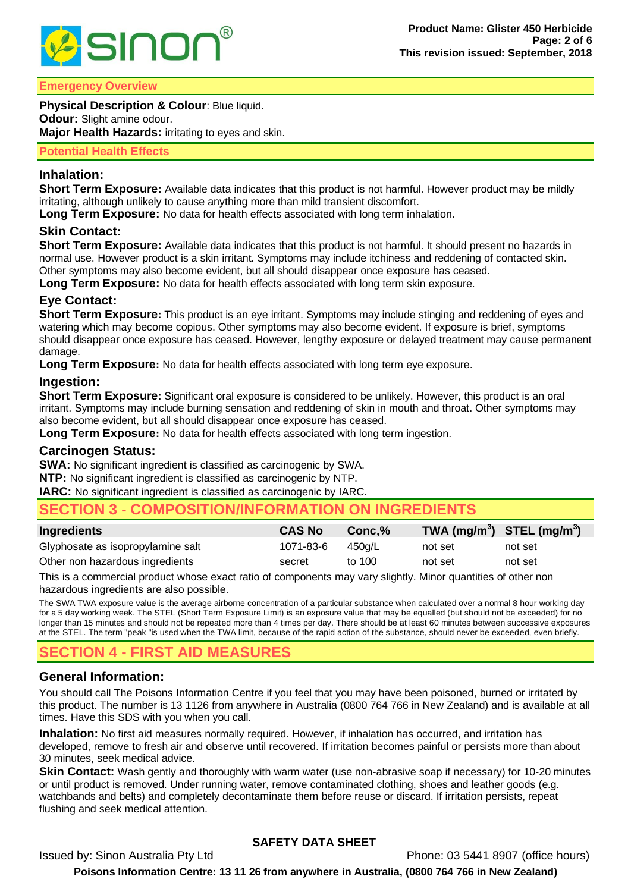## Emergency Overview

**Physical Description & Colour**: Blue liquid.
**Odour:** Slight amine odour.
**Major Health Hazards:** irritating to eyes and skin.

## Potential Health Effects

### Inhalation:

**Short Term Exposure:** Available data indicates that this product is not harmful. However product may be mildly irritating, although unlikely to cause anything more than mild transient discomfort.
**Long Term Exposure:** No data for health effects associated with long term inhalation.

### Skin Contact:

**Short Term Exposure:** Available data indicates that this product is not harmful. It should present no hazards in normal use. However product is a skin irritant. Symptoms may include itchiness and reddening of contacted skin. Other symptoms may also become evident, but all should disappear once exposure has ceased.
**Long Term Exposure:** No data for health effects associated with long term skin exposure.

### Eye Contact:

**Short Term Exposure:** This product is an eye irritant. Symptoms may include stinging and reddening of eyes and watering which may become copious. Other symptoms may also become evident. If exposure is brief, symptoms should disappear once exposure has ceased. However, lengthy exposure or delayed treatment may cause permanent damage.
**Long Term Exposure:** No data for health effects associated with long term eye exposure.

### Ingestion:

**Short Term Exposure:** Significant oral exposure is considered to be unlikely. However, this product is an oral irritant. Symptoms may include burning sensation and reddening of skin in mouth and throat. Other symptoms may also become evident, but all should disappear once exposure has ceased.
**Long Term Exposure:** No data for health effects associated with long term ingestion.

### Carcinogen Status:

**SWA:** No significant ingredient is classified as carcinogenic by SWA.
**NTP:** No significant ingredient is classified as carcinogenic by NTP.
**IARC:** No significant ingredient is classified as carcinogenic by IARC.

# SECTION 3 - COMPOSITION/INFORMATION ON INGREDIENTS

| Ingredients | CAS No | Conc,% | TWA ($mg/m^3$) | STEL ($mg/m^3$) |
|---|---|---|---|---|
| Glyphosate as isopropylamine salt | 1071-83-6 | 450g/L | not set | not set |
| Other non hazardous ingredients | secret | to 100 | not set | not set |

This is a commercial product whose exact ratio of components may vary slightly. Minor quantities of other non hazardous ingredients are also possible.

The SWA TWA exposure value is the average airborne concentration of a particular substance when calculated over a normal 8 hour working day for a 5 day working week. The STEL (Short Term Exposure Limit) is an exposure value that may be equalled (but should not be exceeded) for no longer than 15 minutes and should not be repeated more than 4 times per day. There should be at least 60 minutes between successive exposures at the STEL. The term "peak "is used when the TWA limit, because of the rapid action of the substance, should never be exceeded, even briefly.

# SECTION 4 - FIRST AID MEASURES

### General Information:

You should call The Poisons Information Centre if you feel that you may have been poisoned, burned or irritated by this product. The number is 13 1126 from anywhere in Australia (0800 764 766 in New Zealand) and is available at all times. Have this SDS with you when you call.

**Inhalation:** No first aid measures normally required. However, if inhalation has occurred, and irritation has developed, remove to fresh air and observe until recovered. If irritation becomes painful or persists more than about 30 minutes, seek medical advice.

**Skin Contact:** Wash gently and thoroughly with warm water (use non-abrasive soap if necessary) for 10-20 minutes or until product is removed. Under running water, remove contaminated clothing, shoes and leather goods (e.g. watchbands and belts) and completely decontaminate them before reuse or discard. If irritation persists, repeat flushing and seek medical attention.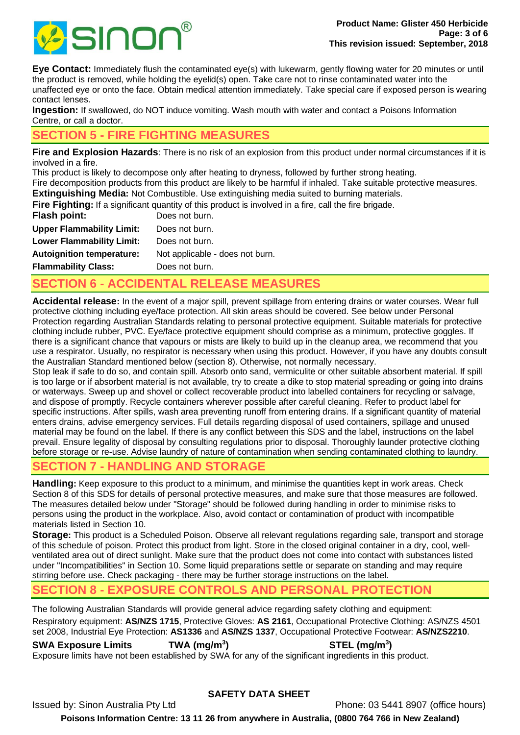**Eye Contact:** Immediately flush the contaminated eye(s) with lukewarm, gently flowing water for 20 minutes or until the product is removed, while holding the eyelid(s) open. Take care not to rinse contaminated water into the unaffected eye or onto the face. Obtain medical attention immediately. Take special care if exposed person is wearing contact lenses.

**Ingestion:** If swallowed, do NOT induce vomiting. Wash mouth with water and contact a Poisons Information Centre, or call a doctor.

## SECTION 5 - FIRE FIGHTING MEASURES

**Fire and Explosion Hazards**: There is no risk of an explosion from this product under normal circumstances if it is involved in a fire.

This product is likely to decompose only after heating to dryness, followed by further strong heating.

Fire decomposition products from this product are likely to be harmful if inhaled. Take suitable protective measures.

**Extinguishing Media:** Not Combustible. Use extinguishing media suited to burning materials.

**Fire Fighting:** If a significant quantity of this product is involved in a fire, call the fire brigade.

| | |
|---|---|
| **Flash point:** | Does not burn. |
| **Upper Flammability Limit:** | Does not burn. |
| **Lower Flammability Limit:** | Does not burn. |
| **Autoignition temperature:** | Not applicable - does not burn. |
| **Flammability Class:** | Does not burn. |

## SECTION 6 - ACCIDENTAL RELEASE MEASURES

**Accidental release:** In the event of a major spill, prevent spillage from entering drains or water courses. Wear full protective clothing including eye/face protection. All skin areas should be covered. See below under Personal Protection regarding Australian Standards relating to personal protective equipment. Suitable materials for protective clothing include rubber, PVC. Eye/face protective equipment should comprise as a minimum, protective goggles. If there is a significant chance that vapours or mists are likely to build up in the cleanup area, we recommend that you use a respirator. Usually, no respirator is necessary when using this product. However, if you have any doubts consult the Australian Standard mentioned below (section 8). Otherwise, not normally necessary.

Stop leak if safe to do so, and contain spill. Absorb onto sand, vermiculite or other suitable absorbent material. If spill is too large or if absorbent material is not available, try to create a dike to stop material spreading or going into drains or waterways. Sweep up and shovel or collect recoverable product into labelled containers for recycling or salvage, and dispose of promptly. Recycle containers wherever possible after careful cleaning. Refer to product label for specific instructions. After spills, wash area preventing runoff from entering drains. If a significant quantity of material enters drains, advise emergency services. Full details regarding disposal of used containers, spillage and unused material may be found on the label. If there is any conflict between this SDS and the label, instructions on the label prevail. Ensure legality of disposal by consulting regulations prior to disposal. Thoroughly launder protective clothing before storage or re-use. Advise laundry of nature of contamination when sending contaminated clothing to laundry.

## SECTION 7 - HANDLING AND STORAGE

**Handling:** Keep exposure to this product to a minimum, and minimise the quantities kept in work areas. Check Section 8 of this SDS for details of personal protective measures, and make sure that those measures are followed. The measures detailed below under "Storage" should be followed during handling in order to minimise risks to persons using the product in the workplace. Also, avoid contact or contamination of product with incompatible materials listed in Section 10.

**Storage:** This product is a Scheduled Poison. Observe all relevant regulations regarding sale, transport and storage of this schedule of poison. Protect this product from light. Store in the closed original container in a dry, cool, well-ventilated area out of direct sunlight. Make sure that the product does not come into contact with substances listed under "Incompatibilities" in Section 10. Some liquid preparations settle or separate on standing and may require stirring before use. Check packaging - there may be further storage instructions on the label.

## SECTION 8 - EXPOSURE CONTROLS AND PERSONAL PROTECTION

The following Australian Standards will provide general advice regarding safety clothing and equipment:

Respiratory equipment: **AS/NZS 1715**, Protective Gloves: **AS 2161**, Occupational Protective Clothing: AS/NZS 4501 set 2008, Industrial Eye Protection: **AS1336** and **AS/NZS 1337**, Occupational Protective Footwear: **AS/NZS2210**.

| **SWA Exposure Limits** | **TWA ($mg/m^3$)** | **STEL ($mg/m^3$)** |
|---|---|---|

Exposure limits have not been established by SWA for any of the significant ingredients in this product.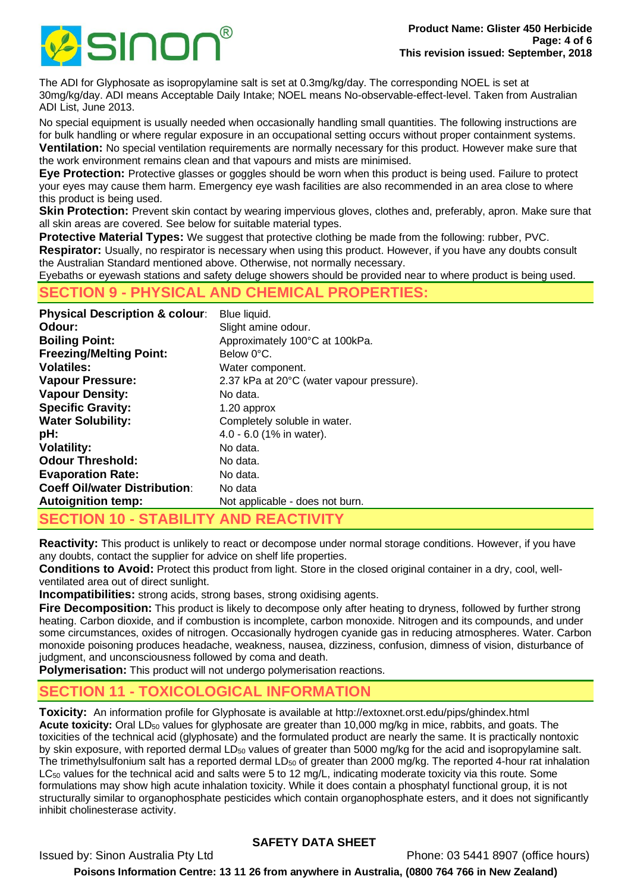The ADI for Glyphosate as isopropylamine salt is set at 0.3mg/kg/day. The corresponding NOEL is set at 30mg/kg/day. ADI means Acceptable Daily Intake; NOEL means No-observable-effect-level. Taken from Australian ADI List, June 2013.

No special equipment is usually needed when occasionally handling small quantities. The following instructions are for bulk handling or where regular exposure in an occupational setting occurs without proper containment systems.
**Ventilation:** No special ventilation requirements are normally necessary for this product. However make sure that the work environment remains clean and that vapours and mists are minimised.
**Eye Protection:** Protective glasses or goggles should be worn when this product is being used. Failure to protect your eyes may cause them harm. Emergency eye wash facilities are also recommended in an area close to where this product is being used.
**Skin Protection:** Prevent skin contact by wearing impervious gloves, clothes and, preferably, apron. Make sure that all skin areas are covered. See below for suitable material types.
**Protective Material Types:** We suggest that protective clothing be made from the following: rubber, PVC.
**Respirator:** Usually, no respirator is necessary when using this product. However, if you have any doubts consult the Australian Standard mentioned above. Otherwise, not normally necessary.
Eyebaths or eyewash stations and safety deluge showers should be provided near to where product is being used.

## SECTION 9 - PHYSICAL AND CHEMICAL PROPERTIES:

| | |
|---|---|
| **Physical Description & colour**: | Blue liquid. |
| **Odour:** | Slight amine odour. |
| **Boiling Point:** | Approximately 100°C at 100kPa. |
| **Freezing/Melting Point:** | Below 0°C. |
| **Volatiles:** | Water component. |
| **Vapour Pressure:** | 2.37 kPa at 20°C (water vapour pressure). |
| **Vapour Density:** | No data. |
| **Specific Gravity:** | 1.20 approx |
| **Water Solubility:** | Completely soluble in water. |
| **pH:** | 4.0 - 6.0 (1% in water). |
| **Volatility:** | No data. |
| **Odour Threshold:** | No data. |
| **Evaporation Rate:** | No data. |
| **Coeff Oil/water Distribution**: | No data |
| **Autoignition temp:** | Not applicable - does not burn. |

## SECTION 10 - STABILITY AND REACTIVITY

**Reactivity:** This product is unlikely to react or decompose under normal storage conditions. However, if you have any doubts, contact the supplier for advice on shelf life properties.
**Conditions to Avoid:** Protect this product from light. Store in the closed original container in a dry, cool, well-ventilated area out of direct sunlight.
**Incompatibilities:** strong acids, strong bases, strong oxidising agents.
**Fire Decomposition:** This product is likely to decompose only after heating to dryness, followed by further strong heating. Carbon dioxide, and if combustion is incomplete, carbon monoxide. Nitrogen and its compounds, and under some circumstances, oxides of nitrogen. Occasionally hydrogen cyanide gas in reducing atmospheres. Water. Carbon monoxide poisoning produces headache, weakness, nausea, dizziness, confusion, dimness of vision, disturbance of judgment, and unconsciousness followed by coma and death.
**Polymerisation:** This product will not undergo polymerisation reactions.

## SECTION 11 - TOXICOLOGICAL INFORMATION

**Toxicity:** An information profile for Glyphosate is available at http://extoxnet.orst.edu/pips/ghindex.html
**Acute toxicity:** Oral $LD_{50}$ values for glyphosate are greater than 10,000 mg/kg in mice, rabbits, and goats. The toxicities of the technical acid (glyphosate) and the formulated product are nearly the same. It is practically nontoxic by skin exposure, with reported dermal $LD_{50}$ values of greater than 5000 mg/kg for the acid and isopropylamine salt. The trimethylsulfonium salt has a reported dermal $LD_{50}$ of greater than 2000 mg/kg. The reported 4-hour rat inhalation $LC_{50}$ values for the technical acid and salts were 5 to 12 mg/L, indicating moderate toxicity via this route. Some formulations may show high acute inhalation toxicity. While it does contain a phosphatyl functional group, it is not structurally similar to organophosphate pesticides which contain organophosphate esters, and it does not significantly inhibit cholinesterase activity.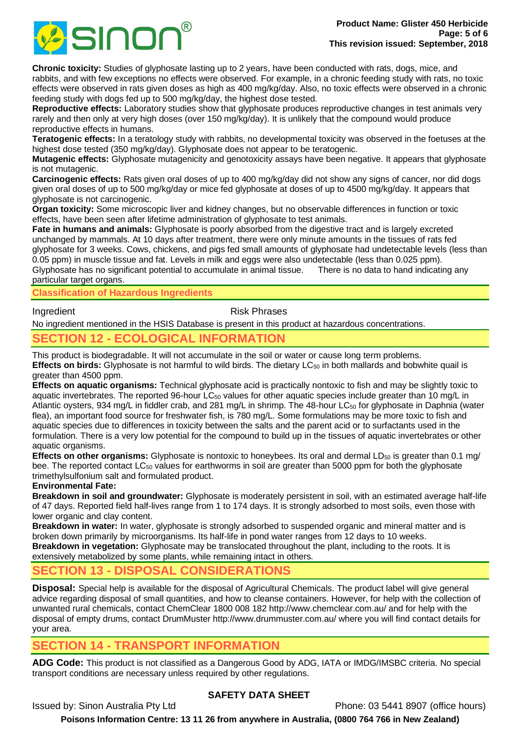**Chronic toxicity:** Studies of glyphosate lasting up to 2 years, have been conducted with rats, dogs, mice, and rabbits, and with few exceptions no effects were observed. For example, in a chronic feeding study with rats, no toxic effects were observed in rats given doses as high as 400 mg/kg/day. Also, no toxic effects were observed in a chronic feeding study with dogs fed up to 500 mg/kg/day, the highest dose tested.

**Reproductive effects:** Laboratory studies show that glyphosate produces reproductive changes in test animals very rarely and then only at very high doses (over 150 mg/kg/day). It is unlikely that the compound would produce reproductive effects in humans.

**Teratogenic effects:** In a teratology study with rabbits, no developmental toxicity was observed in the foetuses at the highest dose tested (350 mg/kg/day). Glyphosate does not appear to be teratogenic.

**Mutagenic effects:** Glyphosate mutagenicity and genotoxicity assays have been negative. It appears that glyphosate is not mutagenic.

**Carcinogenic effects:** Rats given oral doses of up to 400 mg/kg/day did not show any signs of cancer, nor did dogs given oral doses of up to 500 mg/kg/day or mice fed glyphosate at doses of up to 4500 mg/kg/day. It appears that glyphosate is not carcinogenic.

**Organ toxicity:** Some microscopic liver and kidney changes, but no observable differences in function or toxic effects, have been seen after lifetime administration of glyphosate to test animals.

**Fate in humans and animals:** Glyphosate is poorly absorbed from the digestive tract and is largely excreted unchanged by mammals. At 10 days after treatment, there were only minute amounts in the tissues of rats fed glyphosate for 3 weeks. Cows, chickens, and pigs fed small amounts of glyphosate had undetectable levels (less than 0.05 ppm) in muscle tissue and fat. Levels in milk and eggs were also undetectable (less than 0.025 ppm). Glyphosate has no significant potential to accumulate in animal tissue. There is no data to hand indicating any particular target organs.

### Classification of Hazardous Ingredients

| Ingredient | Risk Phrases |
|---|---|

No ingredient mentioned in the HSIS Database is present in this product at hazardous concentrations.

## SECTION 12 - ECOLOGICAL INFORMATION

This product is biodegradable. It will not accumulate in the soil or water or cause long term problems.

**Effects on birds:** Glyphosate is not harmful to wild birds. The dietary $LC_{50}$ in both mallards and bobwhite quail is greater than 4500 ppm.

**Effects on aquatic organisms:** Technical glyphosate acid is practically nontoxic to fish and may be slightly toxic to aquatic invertebrates. The reported 96-hour $LC_{50}$ values for other aquatic species include greater than 10 mg/L in Atlantic oysters, 934 mg/L in fiddler crab, and 281 mg/L in shrimp. The 48-hour $LC_{50}$ for glyphosate in Daphnia (water flea), an important food source for freshwater fish, is 780 mg/L. Some formulations may be more toxic to fish and aquatic species due to differences in toxicity between the salts and the parent acid or to surfactants used in the formulation. There is a very low potential for the compound to build up in the tissues of aquatic invertebrates or other aquatic organisms.

**Effects on other organisms:** Glyphosate is nontoxic to honeybees. Its oral and dermal $LD_{50}$ is greater than 0.1 mg/ bee. The reported contact $LC_{50}$ values for earthworms in soil are greater than 5000 ppm for both the glyphosate trimethylsulfonium salt and formulated product.

**Environmental Fate:**

**Breakdown in soil and groundwater:** Glyphosate is moderately persistent in soil, with an estimated average half-life of 47 days. Reported field half-lives range from 1 to 174 days. It is strongly adsorbed to most soils, even those with lower organic and clay content.

**Breakdown in water:** In water, glyphosate is strongly adsorbed to suspended organic and mineral matter and is broken down primarily by microorganisms. Its half-life in pond water ranges from 12 days to 10 weeks.

**Breakdown in vegetation:** Glyphosate may be translocated throughout the plant, including to the roots. It is extensively metabolized by some plants, while remaining intact in others.

## SECTION 13 - DISPOSAL CONSIDERATIONS

**Disposal:** Special help is available for the disposal of Agricultural Chemicals. The product label will give general advice regarding disposal of small quantities, and how to cleanse containers. However, for help with the collection of unwanted rural chemicals, contact ChemClear 1800 008 182 http://www.chemclear.com.au/ and for help with the disposal of empty drums, contact DrumMuster http://www.drummuster.com.au/ where you will find contact details for your area.

## SECTION 14 - TRANSPORT INFORMATION

**ADG Code:** This product is not classified as a Dangerous Good by ADG, IATA or IMDG/IMSBC criteria. No special transport conditions are necessary unless required by other regulations.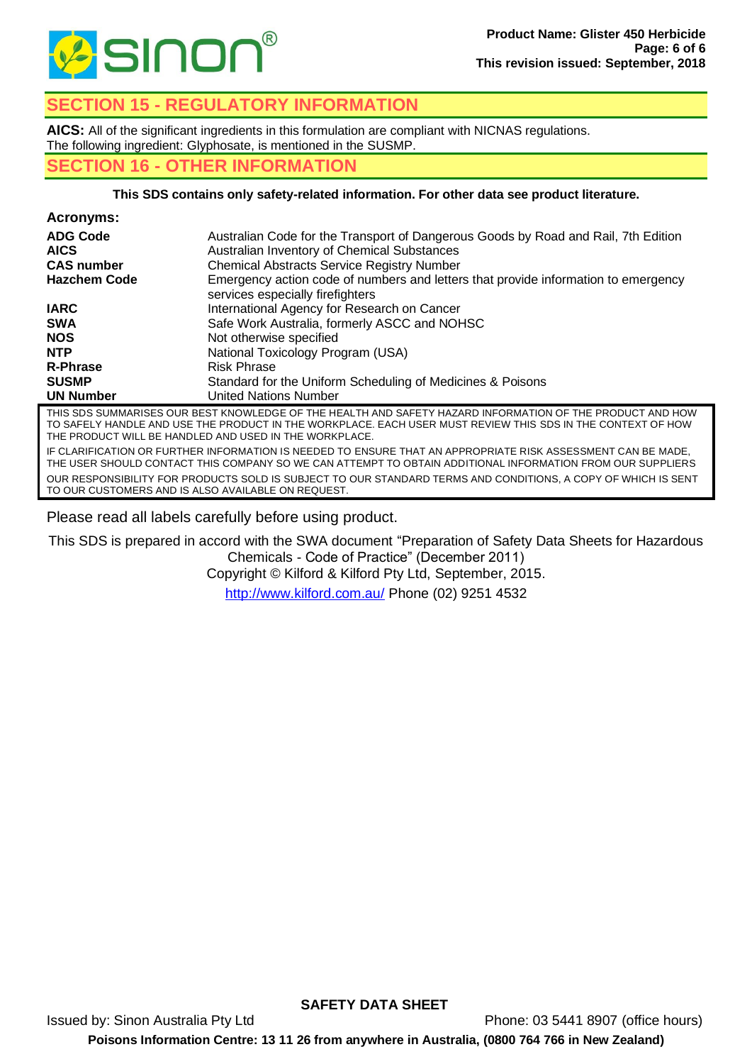## SECTION 15 - REGULATORY INFORMATION

**AICS:** All of the significant ingredients in this formulation are compliant with NICNAS regulations.
The following ingredient: Glyphosate, is mentioned in the SUSMP.

## SECTION 16 - OTHER INFORMATION

**This SDS contains only safety-related information. For other data see product literature.**

**Acronyms:**

| | |
|---|---|
| **ADG Code** | Australian Code for the Transport of Dangerous Goods by Road and Rail, 7th Edition |
| **AICS** | Australian Inventory of Chemical Substances |
| **CAS number** | Chemical Abstracts Service Registry Number |
| **Hazchem Code** | Emergency action code of numbers and letters that provide information to emergency services especially firefighters |
| **IARC** | International Agency for Research on Cancer |
| **SWA** | Safe Work Australia, formerly ASCC and NOHSC |
| **NOS** | Not otherwise specified |
| **NTP** | National Toxicology Program (USA) |
| **R-Phrase** | Risk Phrase |
| **SUSMP** | Standard for the Uniform Scheduling of Medicines & Poisons |
| **UN Number** | United Nations Number |

THIS SDS SUMMARISES OUR BEST KNOWLEDGE OF THE HEALTH AND SAFETY HAZARD INFORMATION OF THE PRODUCT AND HOW TO SAFELY HANDLE AND USE THE PRODUCT IN THE WORKPLACE. EACH USER MUST REVIEW THIS SDS IN THE CONTEXT OF HOW THE PRODUCT WILL BE HANDLED AND USED IN THE WORKPLACE.

IF CLARIFICATION OR FURTHER INFORMATION IS NEEDED TO ENSURE THAT AN APPROPRIATE RISK ASSESSMENT CAN BE MADE, THE USER SHOULD CONTACT THIS COMPANY SO WE CAN ATTEMPT TO OBTAIN ADDITIONAL INFORMATION FROM OUR SUPPLIERS

OUR RESPONSIBILITY FOR PRODUCTS SOLD IS SUBJECT TO OUR STANDARD TERMS AND CONDITIONS, A COPY OF WHICH IS SENT TO OUR CUSTOMERS AND IS ALSO AVAILABLE ON REQUEST.

Please read all labels carefully before using product.

This SDS is prepared in accord with the SWA document "Preparation of Safety Data Sheets for Hazardous Chemicals - Code of Practice" (December 2011)
Copyright © Kilford & Kilford Pty Ltd, September, 2015.
http://www.kilford.com.au/ Phone (02) 9251 4532